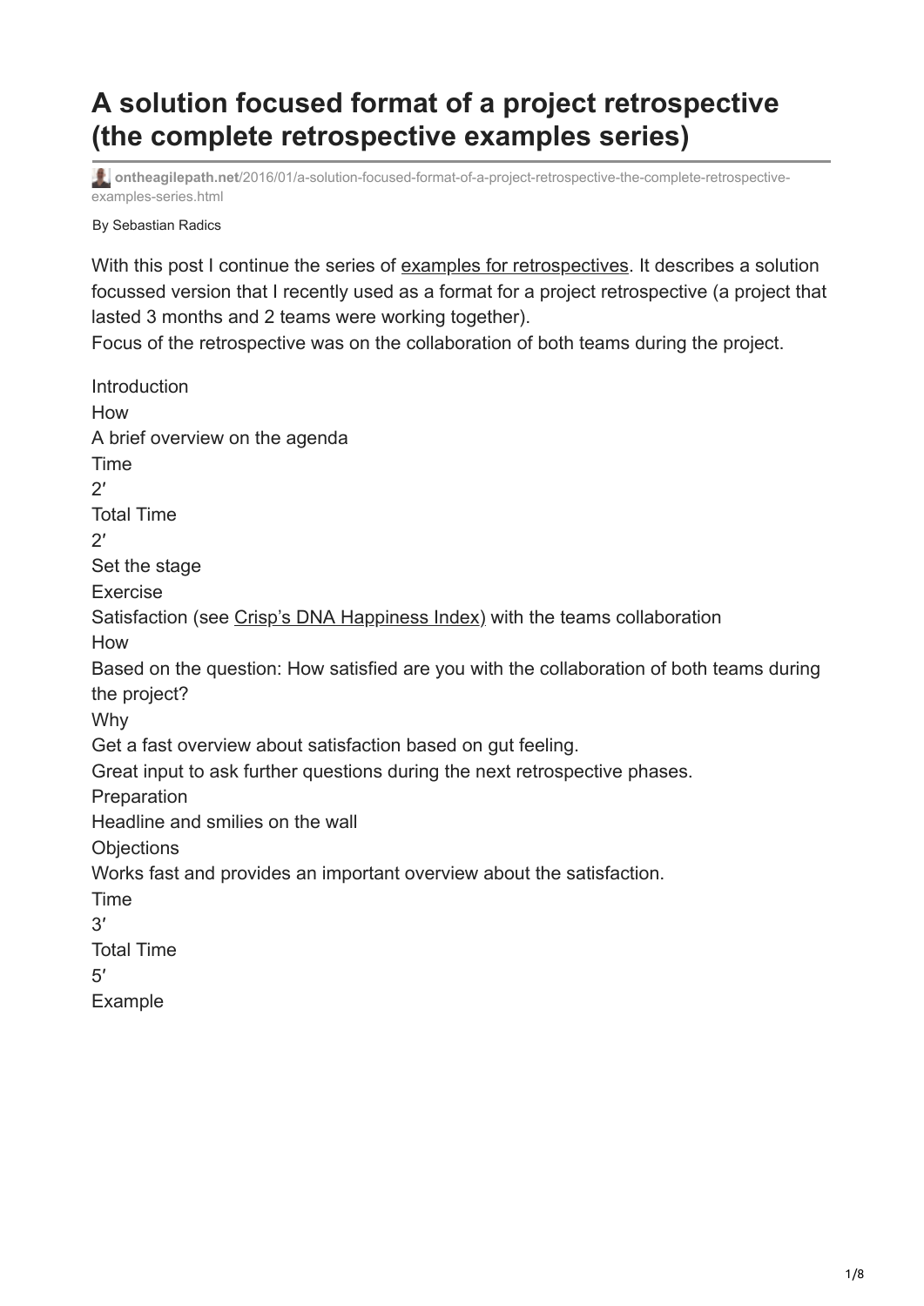# A solution focused format of a project retrospective (the complete retrospective examples series)

ontheagilepath.net/2016/01/a-solution-focused-format-of-a-project-retrospective-the-complete-retrospective-examples-series.html

By Sebastian Radics

With this post I continue the series of examples for retrospectives. It describes a solution focussed version that I recently used as a format for a project retrospective (a project that lasted 3 months and 2 teams were working together).
Focus of the retrospective was on the collaboration of both teams during the project.

Introduction
How
A brief overview on the agenda
Time
2′
Total Time
2′
Set the stage
Exercise
Satisfaction (see Crisp's DNA Happiness Index) with the teams collaboration
How
Based on the question: How satisfied are you with the collaboration of both teams during the project?
Why
Get a fast overview about satisfaction based on gut feeling.
Great input to ask further questions during the next retrospective phases.
Preparation
Headline and smilies on the wall
Objections
Works fast and provides an important overview about the satisfaction.
Time
3′
Total Time
5′
Example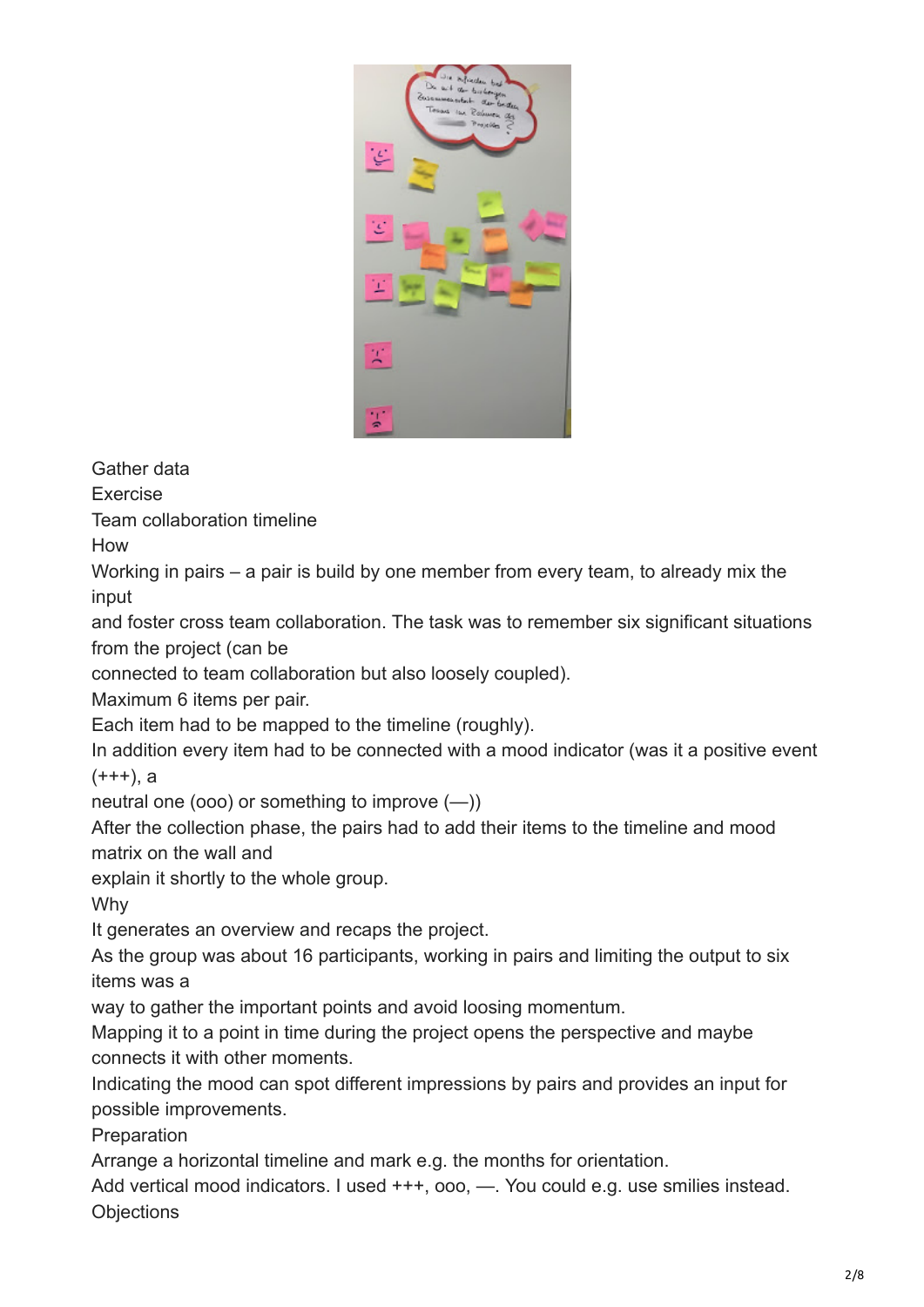Gather data

Exercise

Team collaboration timeline

How

Working in pairs – a pair is build by one member from every team, to already mix the input
and foster cross team collaboration. The task was to remember six significant situations from the project (can be
connected to team collaboration but also loosely coupled).

Maximum 6 items per pair.

Each item had to be mapped to the timeline (roughly).

In addition every item had to be connected with a mood indicator (was it a positive event (+++), a
neutral one (ooo) or something to improve (—))

After the collection phase, the pairs had to add their items to the timeline and mood matrix on the wall and
explain it shortly to the whole group.

Why

It generates an overview and recaps the project.

As the group was about 16 participants, working in pairs and limiting the output to six items was a
way to gather the important points and avoid loosing momentum.

Mapping it to a point in time during the project opens the perspective and maybe connects it with other moments.

Indicating the mood can spot different impressions by pairs and provides an input for possible improvements.

Preparation

Arrange a horizontal timeline and mark e.g. the months for orientation.

Add vertical mood indicators. I used +++, ooo, —. You could e.g. use smilies instead.

Objections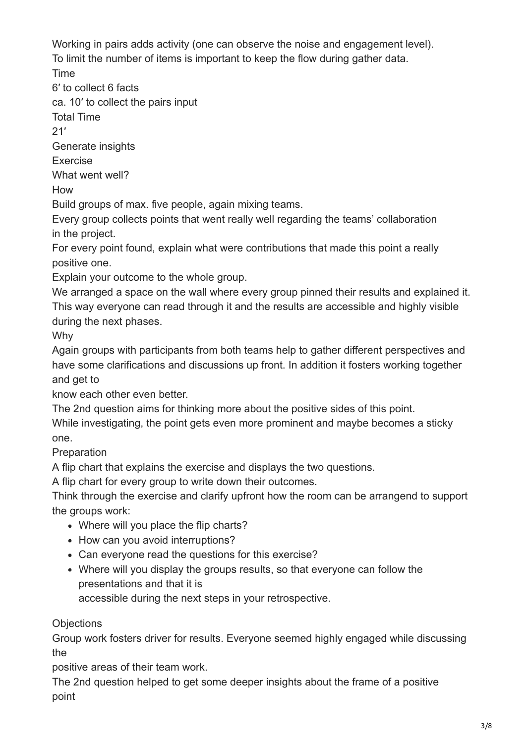Working in pairs adds activity (one can observe the noise and engagement level).
To limit the number of items is important to keep the flow during gather data.

Time

6′ to collect 6 facts

ca. 10′ to collect the pairs input

Total Time

21′

Generate insights

Exercise

What went well?

How

Build groups of max. five people, again mixing teams.
Every group collects points that went really well regarding the teams' collaboration in the project.
For every point found, explain what were contributions that made this point a really positive one.
Explain your outcome to the whole group.
We arranged a space on the wall where every group pinned their results and explained it. This way everyone can read through it and the results are accessible and highly visible during the next phases.

Why

Again groups with participants from both teams help to gather different perspectives and have some clarifications and discussions up front. In addition it fosters working together and get to know each other even better.
The 2nd question aims for thinking more about the positive sides of this point.
While investigating, the point gets even more prominent and maybe becomes a sticky one.

Preparation

A flip chart that explains the exercise and displays the two questions.
A flip chart for every group to write down their outcomes.
Think through the exercise and clarify upfront how the room can be arrangend to support the groups work:

- Where will you place the flip charts?
- How can you avoid interruptions?
- Can everyone read the questions for this exercise?
- Where will you display the groups results, so that everyone can follow the presentations and that it is accessible during the next steps in your retrospective.

Objections

Group work fosters driver for results. Everyone seemed highly engaged while discussing the positive areas of their team work.
The 2nd question helped to get some deeper insights about the frame of a positive point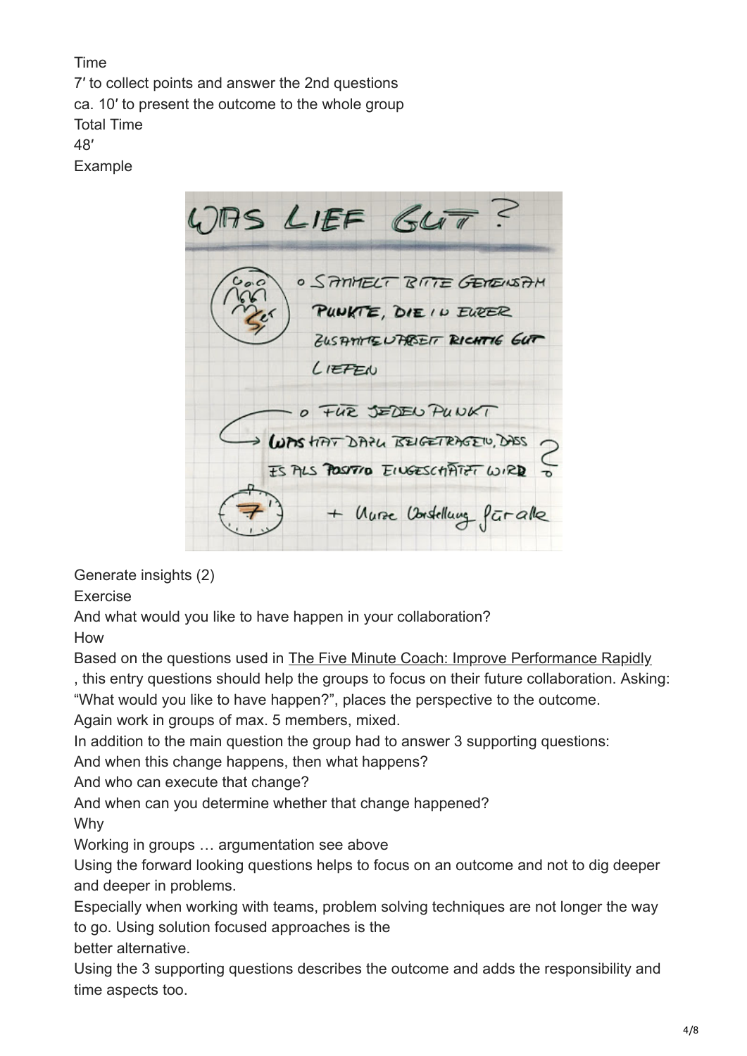Time

7′ to collect points and answer the 2nd questions

ca. 10′ to present the outcome to the whole group

Total Time

48′

Example

## Generate insights (2)

### Exercise

And what would you like to have happen in your collaboration?

### How

Based on the questions used in The Five Minute Coach: Improve Performance Rapidly, this entry questions should help the groups to focus on their future collaboration. Asking: "What would you like to have happen?", places the perspective to the outcome.

Again work in groups of max. 5 members, mixed.

In addition to the main question the group had to answer 3 supporting questions:

And when this change happens, then what happens?

And who can execute that change?

And when can you determine whether that change happened?

### Why

Working in groups … argumentation see above

Using the forward looking questions helps to focus on an outcome and not to dig deeper and deeper in problems.

Especially when working with teams, problem solving techniques are not longer the way to go. Using solution focused approaches is the better alternative.

Using the 3 supporting questions describes the outcome and adds the responsibility and time aspects too.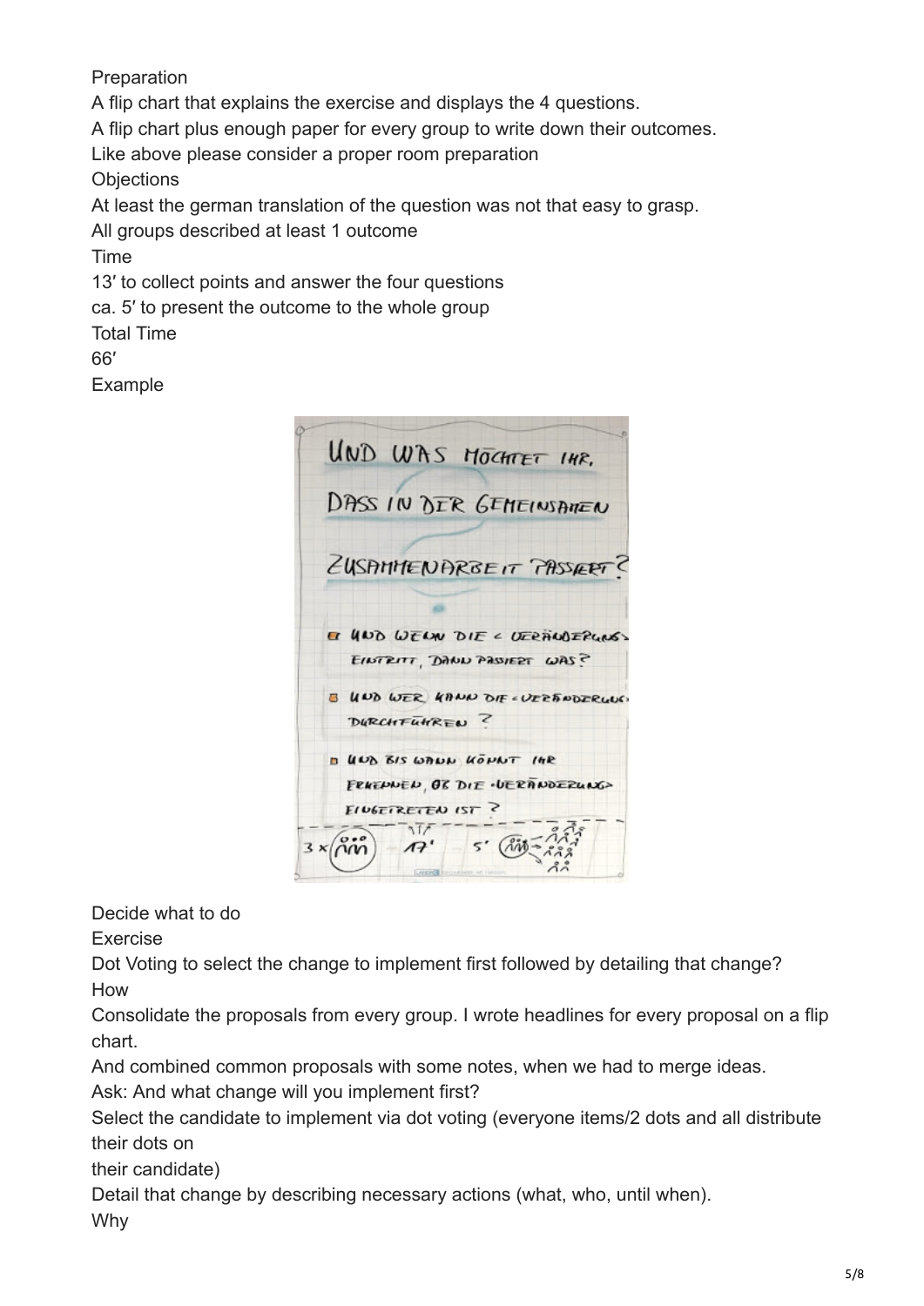### Preparation

A flip chart that explains the exercise and displays the 4 questions.

A flip chart plus enough paper for every group to write down their outcomes.

Like above please consider a proper room preparation

### Objections

At least the german translation of the question was not that easy to grasp.

All groups described at least 1 outcome

### Time

13′ to collect points and answer the four questions

ca. 5′ to present the outcome to the whole group

### Total Time

66′

### Example

## Decide what to do

### Exercise

Dot Voting to select the change to implement first followed by detailing that change?

### How

Consolidate the proposals from every group. I wrote headlines for every proposal on a flip chart.

And combined common proposals with some notes, when we had to merge ideas.

Ask: And what change will you implement first?

Select the candidate to implement via dot voting (everyone items/2 dots and all distribute their dots on their candidate)

Detail that change by describing necessary actions (what, who, until when).

### Why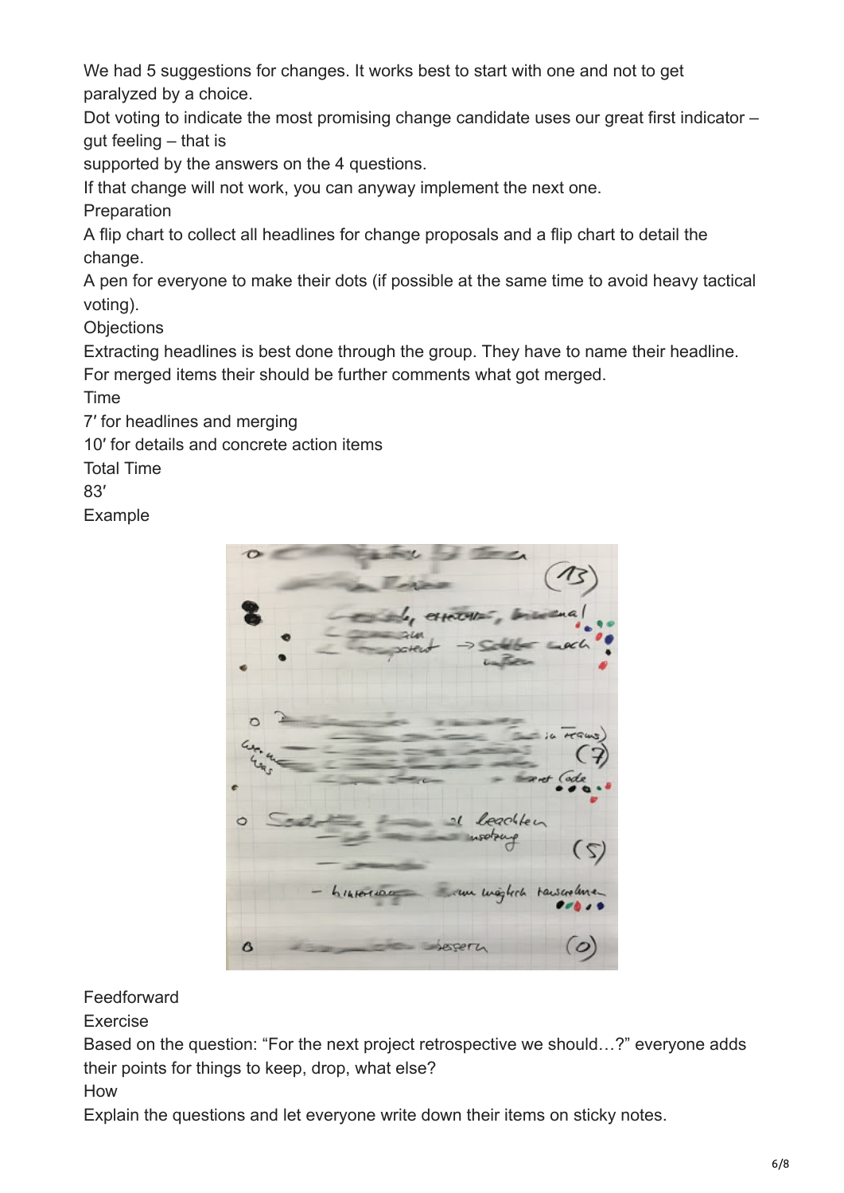We had 5 suggestions for changes. It works best to start with one and not to get paralyzed by a choice.

Dot voting to indicate the most promising change candidate uses our great first indicator – gut feeling – that is supported by the answers on the 4 questions.

If that change will not work, you can anyway implement the next one.

## Preparation

A flip chart to collect all headlines for change proposals and a flip chart to detail the change.

A pen for everyone to make their dots (if possible at the same time to avoid heavy tactical voting).

## Objections

Extracting headlines is best done through the group. They have to name their headline.

For merged items their should be further comments what got merged.

## Time

7′ for headlines and merging

10′ for details and concrete action items

## Total Time

83′

## Example

# Feedforward

## Exercise

Based on the question: "For the next project retrospective we should…?" everyone adds their points for things to keep, drop, what else?

## How

Explain the questions and let everyone write down their items on sticky notes.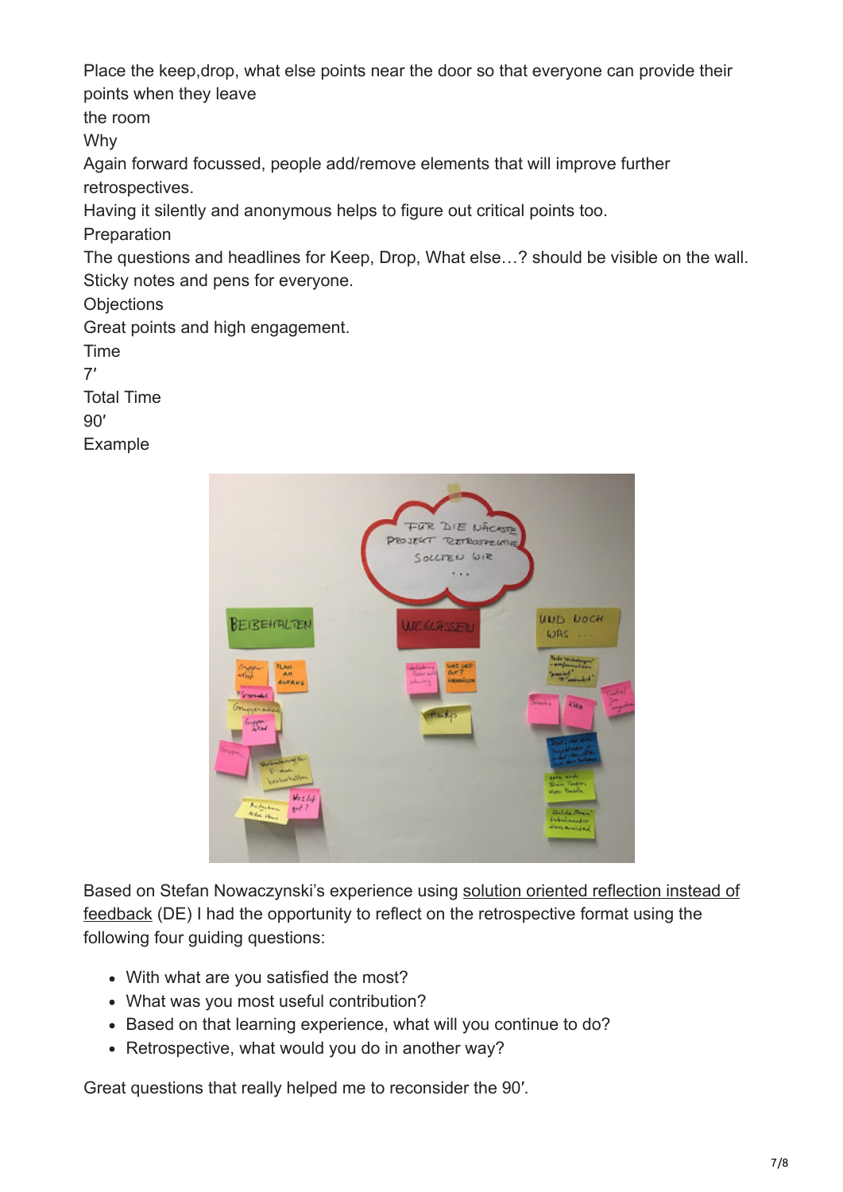Place the keep,drop, what else points near the door so that everyone can provide their points when they leave
the room

Why

Again forward focussed, people add/remove elements that will improve further retrospectives.
Having it silently and anonymous helps to figure out critical points too.

Preparation

The questions and headlines for Keep, Drop, What else…? should be visible on the wall.
Sticky notes and pens for everyone.

Objections

Great points and high engagement.

Time

7′

Total Time

90′

Example

Based on Stefan Nowaczynski's experience using [solution oriented reflection instead of feedback] (DE) I had the opportunity to reflect on the retrospective format using the following four guiding questions:

- With what are you satisfied the most?
- What was you most useful contribution?
- Based on that learning experience, what will you continue to do?
- Retrospective, what would you do in another way?

Great questions that really helped me to reconsider the 90′.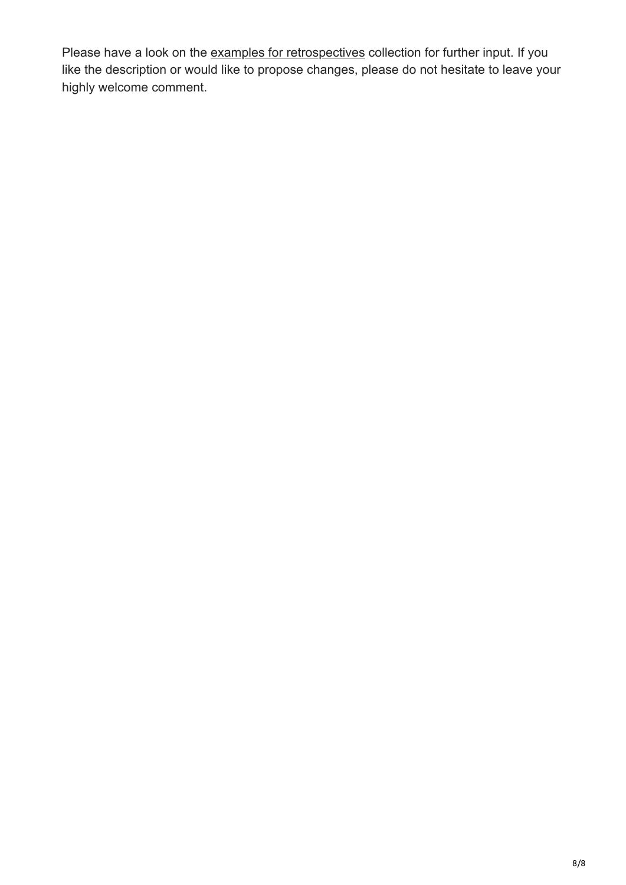Please have a look on the examples for retrospectives collection for further input. If you like the description or would like to propose changes, please do not hesitate to leave your highly welcome comment.